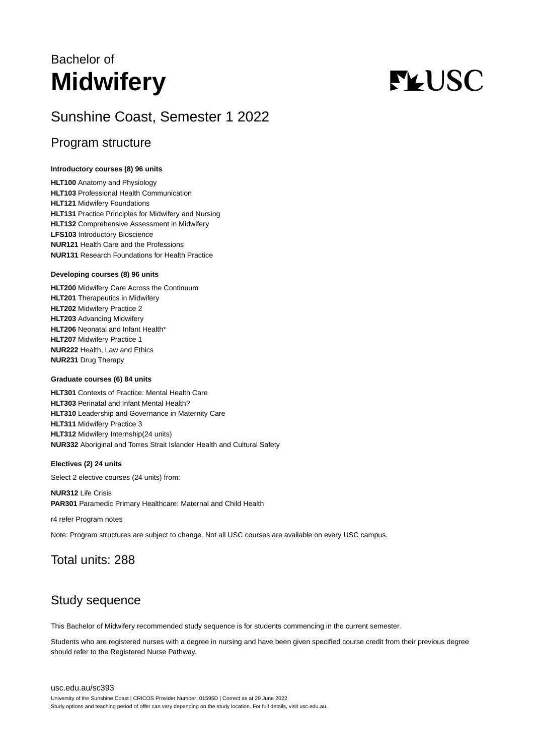Bachelor of

# Midwifery

USC

## Sunshine Coast, Semester 1 2022

## Program structure

**Introductory courses (8) 96 units**

**HLT100** Anatomy and Physiology
**HLT103** Professional Health Communication
**HLT121** Midwifery Foundations
**HLT131** Practice Principles for Midwifery and Nursing
**HLT132** Comprehensive Assessment in Midwifery
**LFS103** Introductory Bioscience
**NUR121** Health Care and the Professions
**NUR131** Research Foundations for Health Practice

**Developing courses (8) 96 units**

**HLT200** Midwifery Care Across the Continuum
**HLT201** Therapeutics in Midwifery
**HLT202** Midwifery Practice 2
**HLT203** Advancing Midwifery
**HLT206** Neonatal and Infant Health*
**HLT207** Midwifery Practice 1
**NUR222** Health, Law and Ethics
**NUR231** Drug Therapy

**Graduate courses (6) 84 units**

**HLT301** Contexts of Practice: Mental Health Care
**HLT303** Perinatal and Infant Mental Health?
**HLT310** Leadership and Governance in Maternity Care
**HLT311** Midwifery Practice 3
**HLT312** Midwifery Internship(24 units)
**NUR332** Aboriginal and Torres Strait Islander Health and Cultural Safety

**Electives (2) 24 units**

Select 2 elective courses (24 units) from:

**NUR312** Life Crisis
**PAR301** Paramedic Primary Healthcare: Maternal and Child Health

r4 refer Program notes

Note: Program structures are subject to change. Not all USC courses are available on every USC campus.

## Total units: 288

## Study sequence

This Bachelor of Midwifery recommended study sequence is for students commencing in the current semester.

Students who are registered nurses with a degree in nursing and have been given specified course credit from their previous degree should refer to the Registered Nurse Pathway.

usc.edu.au/sc393

University of the Sunshine Coast | CRICOS Provider Number: 01595D | Correct as at 29 June 2022
Study options and teaching period of offer can vary depending on the study location. For full details, visit usc.edu.au.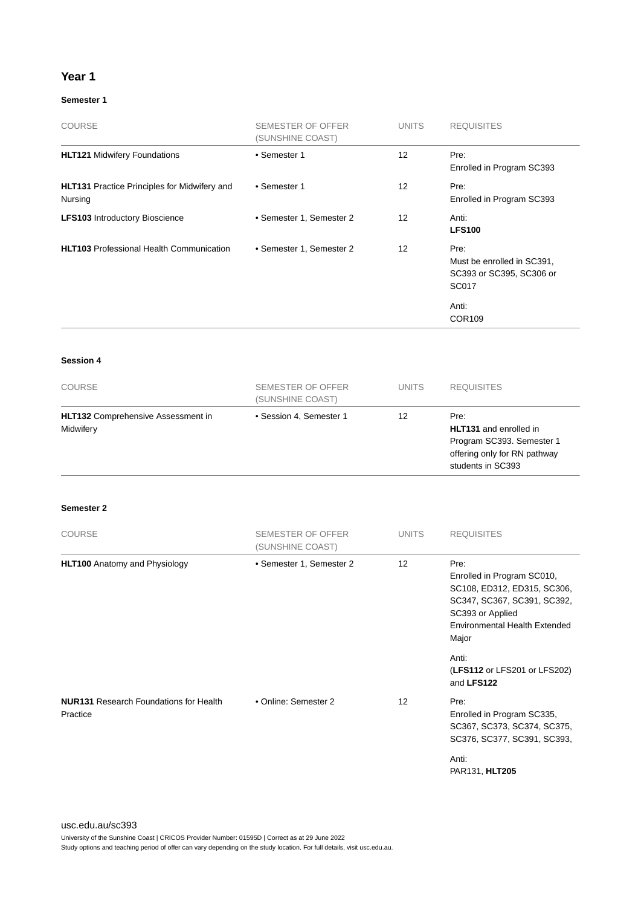## Year 1

### Semester 1

| COURSE | SEMESTER OF OFFER (SUNSHINE COAST) | UNITS | REQUISITES |
|---|---|---|---|
| **HLT121** Midwifery Foundations | • Semester 1 | 12 | Pre: Enrolled in Program SC393 |
| **HLT131** Practice Principles for Midwifery and Nursing | • Semester 1 | 12 | Pre: Enrolled in Program SC393 |
| **LFS103** Introductory Bioscience | • Semester 1, Semester 2 | 12 | Anti: **LFS100** |
| **HLT103** Professional Health Communication | • Semester 1, Semester 2 | 12 | Pre: Must be enrolled in SC391, SC393 or SC395, SC306 or SC017<br><br>Anti: COR109 |

### Session 4

| COURSE | SEMESTER OF OFFER (SUNSHINE COAST) | UNITS | REQUISITES |
|---|---|---|---|
| **HLT132** Comprehensive Assessment in Midwifery | • Session 4, Semester 1 | 12 | Pre: **HLT131** and enrolled in Program SC393. Semester 1 offering only for RN pathway students in SC393 |

### Semester 2

| COURSE | SEMESTER OF OFFER (SUNSHINE COAST) | UNITS | REQUISITES |
|---|---|---|---|
| **HLT100** Anatomy and Physiology | • Semester 1, Semester 2 | 12 | Pre: Enrolled in Program SC010, SC108, ED312, ED315, SC306, SC347, SC367, SC391, SC392, SC393 or Applied Environmental Health Extended Major<br><br>Anti: (**LFS112** or LFS201 or LFS202) and **LFS122** |
| **NUR131** Research Foundations for Health Practice | • Online: Semester 2 | 12 | Pre: Enrolled in Program SC335, SC367, SC373, SC374, SC375, SC376, SC377, SC391, SC393,<br><br>Anti: PAR131, **HLT205** |

usc.edu.au/sc393

University of the Sunshine Coast | CRICOS Provider Number: 01595D | Correct as at 29 June 2022

Study options and teaching period of offer can vary depending on the study location. For full details, visit usc.edu.au.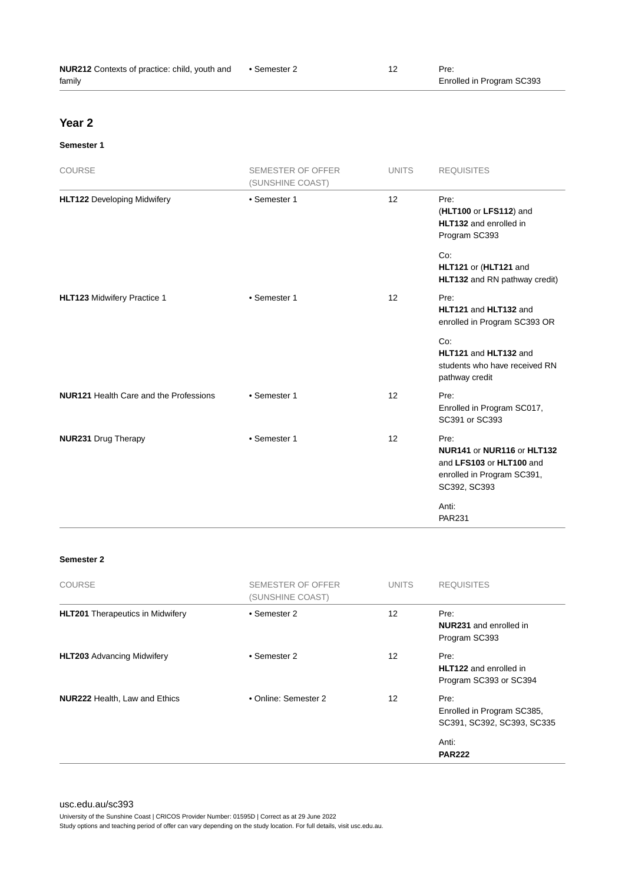| COURSE | SEMESTER OF OFFER (SUNSHINE COAST) | UNITS | REQUISITES |
|---|---|---|---|
| **NUR212** Contexts of practice: child, youth and family | • Semester 2 | 12 | Pre: Enrolled in Program SC393 |

## Year 2

### Semester 1

| COURSE | SEMESTER OF OFFER (SUNSHINE COAST) | UNITS | REQUISITES |
|---|---|---|---|
| **HLT122** Developing Midwifery | • Semester 1 | 12 | Pre: (**HLT100** or **LFS112**) and **HLT132** and enrolled in Program SC393<br><br>Co: **HLT121** or (**HLT121** and **HLT132** and RN pathway credit) |
| **HLT123** Midwifery Practice 1 | • Semester 1 | 12 | Pre: **HLT121** and **HLT132** and enrolled in Program SC393 OR<br><br>Co: **HLT121** and **HLT132** and students who have received RN pathway credit |
| **NUR121** Health Care and the Professions | • Semester 1 | 12 | Pre: Enrolled in Program SC017, SC391 or SC393 |
| **NUR231** Drug Therapy | • Semester 1 | 12 | Pre: **NUR141** or **NUR116** or **HLT132** and **LFS103** or **HLT100** and enrolled in Program SC391, SC392, SC393<br><br>Anti: PAR231 |

### Semester 2

| COURSE | SEMESTER OF OFFER (SUNSHINE COAST) | UNITS | REQUISITES |
|---|---|---|---|
| **HLT201** Therapeutics in Midwifery | • Semester 2 | 12 | Pre: **NUR231** and enrolled in Program SC393 |
| **HLT203** Advancing Midwifery | • Semester 2 | 12 | Pre: **HLT122** and enrolled in Program SC393 or SC394 |
| **NUR222** Health, Law and Ethics | • Online: Semester 2 | 12 | Pre: Enrolled in Program SC385, SC391, SC392, SC393, SC335<br><br>Anti: **PAR222** |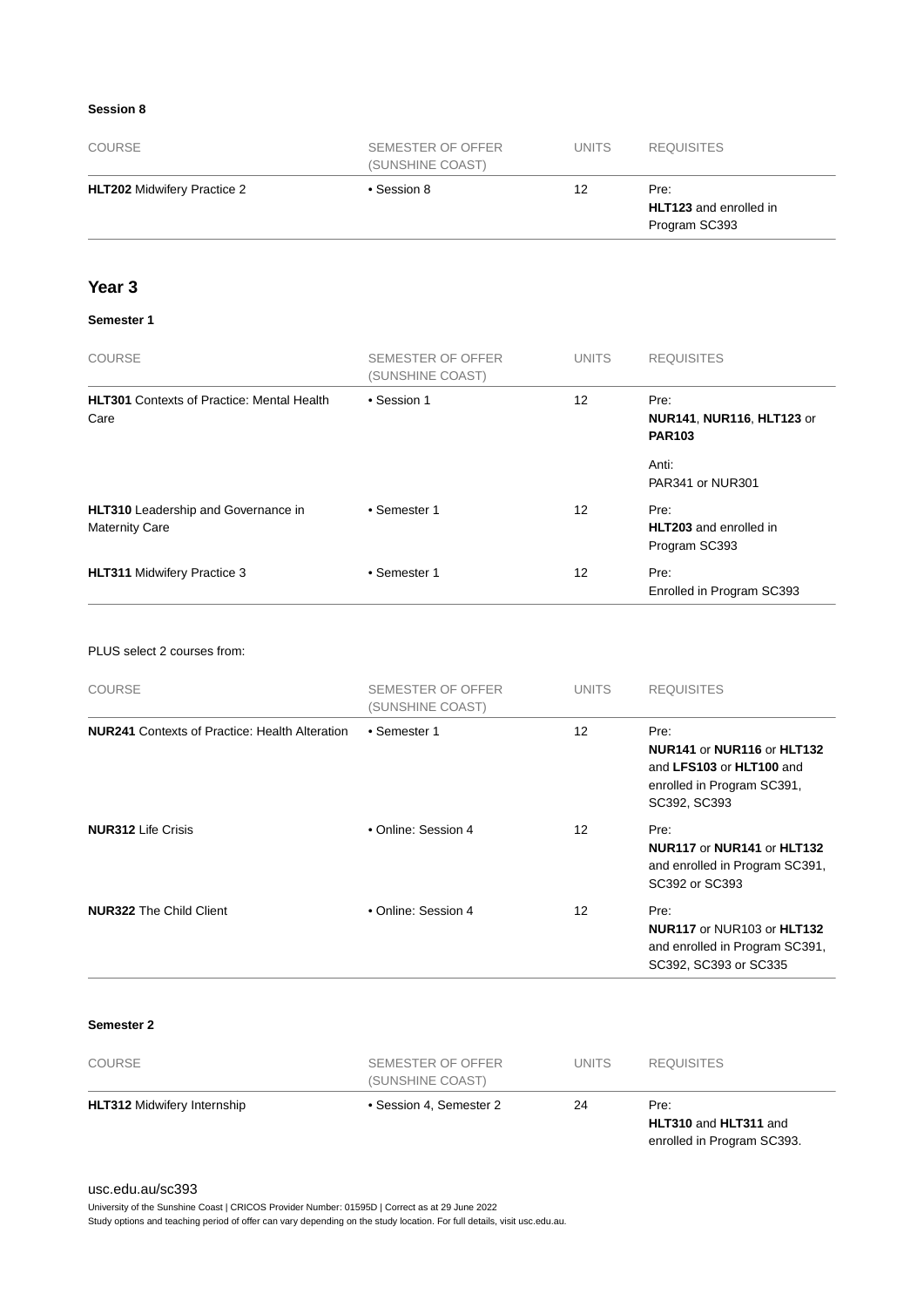#### Session 8

| COURSE | SEMESTER OF OFFER (SUNSHINE COAST) | UNITS | REQUISITES |
|---|---|---|---|
| **HLT202** Midwifery Practice 2 | • Session 8 | 12 | Pre: **HLT123** and enrolled in Program SC393 |

## Year 3

#### Semester 1

| COURSE | SEMESTER OF OFFER (SUNSHINE COAST) | UNITS | REQUISITES |
|---|---|---|---|
| **HLT301** Contexts of Practice: Mental Health Care | • Session 1 | 12 | Pre: **NUR141**, **NUR116**, **HLT123** or **PAR103**<br><br>Anti: PAR341 or NUR301 |
| **HLT310** Leadership and Governance in Maternity Care | • Semester 1 | 12 | Pre: **HLT203** and enrolled in Program SC393 |
| **HLT311** Midwifery Practice 3 | • Semester 1 | 12 | Pre: Enrolled in Program SC393 |

PLUS select 2 courses from:

| COURSE | SEMESTER OF OFFER (SUNSHINE COAST) | UNITS | REQUISITES |
|---|---|---|---|
| **NUR241** Contexts of Practice: Health Alteration | • Semester 1 | 12 | Pre: **NUR141** or **NUR116** or **HLT132** and **LFS103** or **HLT100** and enrolled in Program SC391, SC392, SC393 |
| **NUR312** Life Crisis | • Online: Session 4 | 12 | Pre: **NUR117** or **NUR141** or **HLT132** and enrolled in Program SC391, SC392 or SC393 |
| **NUR322** The Child Client | • Online: Session 4 | 12 | Pre: **NUR117** or NUR103 or **HLT132** and enrolled in Program SC391, SC392, SC393 or SC335 |

#### Semester 2

| COURSE | SEMESTER OF OFFER (SUNSHINE COAST) | UNITS | REQUISITES |
|---|---|---|---|
| **HLT312** Midwifery Internship | • Session 4, Semester 2 | 24 | Pre: **HLT310** and **HLT311** and enrolled in Program SC393. |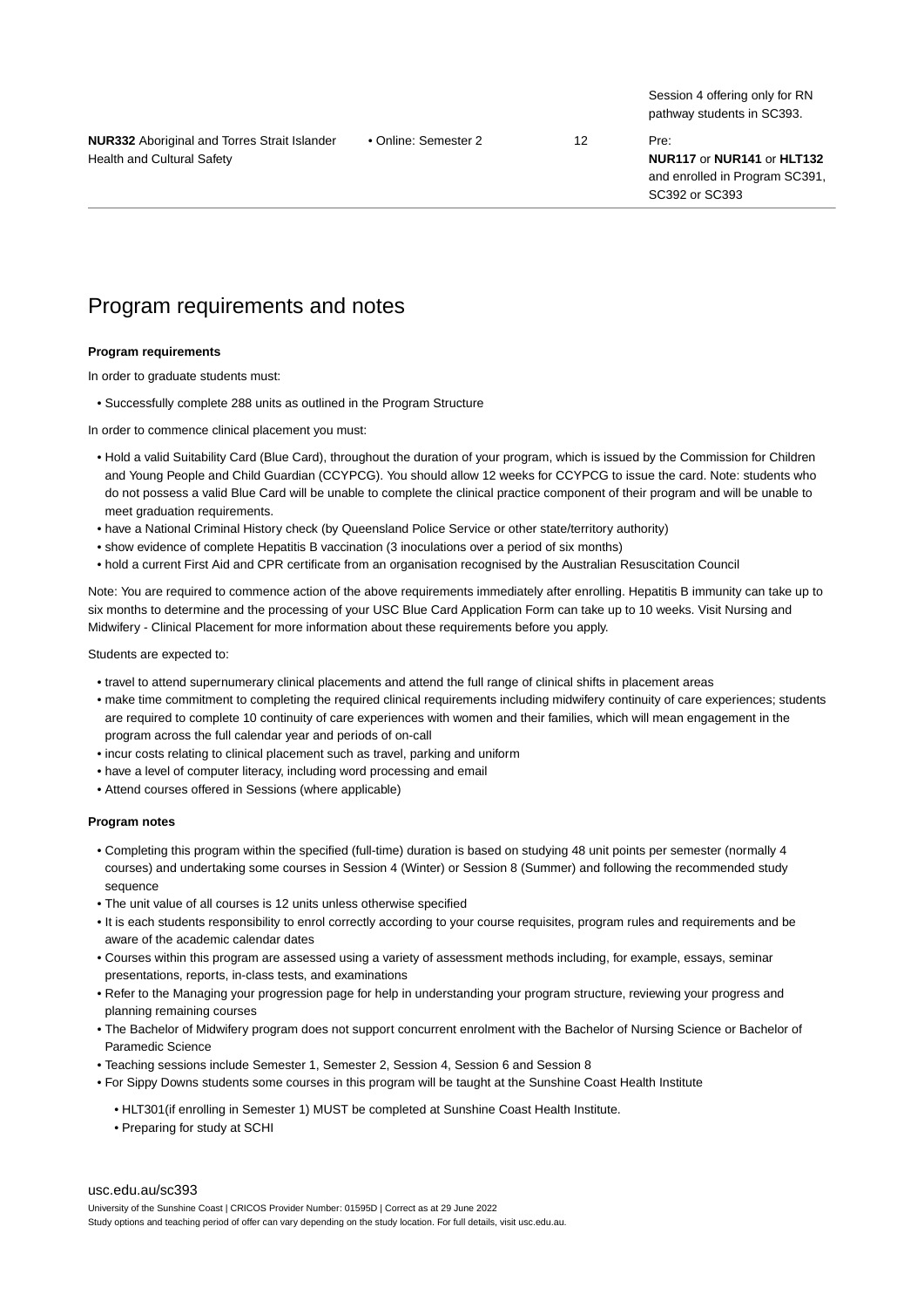| | | | |
|---|---|---|---|
| | | | Session 4 offering only for RN pathway students in SC393. |
| **NUR332** Aboriginal and Torres Strait Islander Health and Cultural Safety | • Online: Semester 2 | 12 | Pre: **NUR117** or **NUR141** or **HLT132** and enrolled in Program SC391, SC392 or SC393 |

## Program requirements and notes

**Program requirements**

In order to graduate students must:

- Successfully complete 288 units as outlined in the Program Structure

In order to commence clinical placement you must:

- Hold a valid Suitability Card (Blue Card), throughout the duration of your program, which is issued by the Commission for Children and Young People and Child Guardian (CCYPCG). You should allow 12 weeks for CCYPCG to issue the card. Note: students who do not possess a valid Blue Card will be unable to complete the clinical practice component of their program and will be unable to meet graduation requirements.
- have a National Criminal History check (by Queensland Police Service or other state/territory authority)
- show evidence of complete Hepatitis B vaccination (3 inoculations over a period of six months)
- hold a current First Aid and CPR certificate from an organisation recognised by the Australian Resuscitation Council

Note: You are required to commence action of the above requirements immediately after enrolling. Hepatitis B immunity can take up to six months to determine and the processing of your USC Blue Card Application Form can take up to 10 weeks. Visit Nursing and Midwifery - Clinical Placement for more information about these requirements before you apply.

Students are expected to:

- travel to attend supernumerary clinical placements and attend the full range of clinical shifts in placement areas
- make time commitment to completing the required clinical requirements including midwifery continuity of care experiences; students are required to complete 10 continuity of care experiences with women and their families, which will mean engagement in the program across the full calendar year and periods of on-call
- incur costs relating to clinical placement such as travel, parking and uniform
- have a level of computer literacy, including word processing and email
- Attend courses offered in Sessions (where applicable)

**Program notes**

- Completing this program within the specified (full-time) duration is based on studying 48 unit points per semester (normally 4 courses) and undertaking some courses in Session 4 (Winter) or Session 8 (Summer) and following the recommended study sequence
- The unit value of all courses is 12 units unless otherwise specified
- It is each students responsibility to enrol correctly according to your course requisites, program rules and requirements and be aware of the academic calendar dates
- Courses within this program are assessed using a variety of assessment methods including, for example, essays, seminar presentations, reports, in-class tests, and examinations
- Refer to the Managing your progression page for help in understanding your program structure, reviewing your progress and planning remaining courses
- The Bachelor of Midwifery program does not support concurrent enrolment with the Bachelor of Nursing Science or Bachelor of Paramedic Science
- Teaching sessions include Semester 1, Semester 2, Session 4, Session 6 and Session 8
- For Sippy Downs students some courses in this program will be taught at the Sunshine Coast Health Institute
  - HLT301(if enrolling in Semester 1) MUST be completed at Sunshine Coast Health Institute.
  - Preparing for study at SCHI